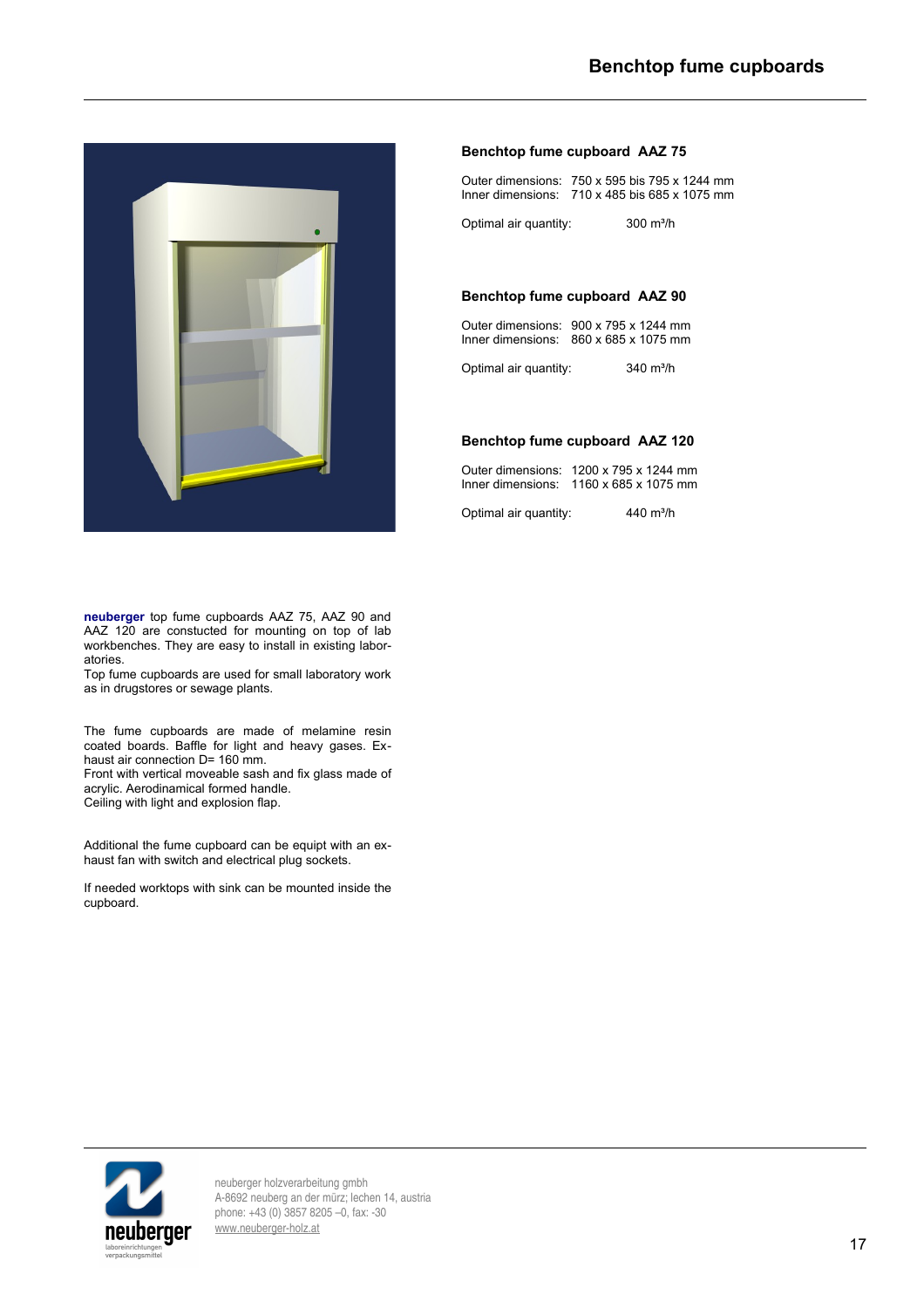# Benchtop fume cupboards

### Benchtop fume cupboard AAZ 75

Outer dimensions: 750 x 595 bis 795 x 1244 mm
Inner dimensions: 710 x 485 bis 685 x 1075 mm

Optimal air quantity: 300 m³/h

### Benchtop fume cupboard AAZ 90

Outer dimensions: 900 x 795 x 1244 mm
Inner dimensions: 860 x 685 x 1075 mm

Optimal air quantity: 340 m³/h

### Benchtop fume cupboard AAZ 120

Outer dimensions: 1200 x 795 x 1244 mm
Inner dimensions: 1160 x 685 x 1075 mm

Optimal air quantity: 440 m³/h

**neuberger** top fume cupboards AAZ 75, AAZ 90 and AAZ 120 are constucted for mounting on top of lab workbenches. They are easy to install in existing laboratories.
Top fume cupboards are used for small laboratory work as in drugstores or sewage plants.

The fume cupboards are made of melamine resin coated boards. Baffle for light and heavy gases. Exhaust air connection D= 160 mm.
Front with vertical moveable sash and fix glass made of acrylic. Aerodinamical formed handle.
Ceiling with light and explosion flap.

Additional the fume cupboard can be equipt with an exhaust fan with switch and electrical plug sockets.

If needed worktops with sink can be mounted inside the cupboard.

neuberger holzverarbeitung gmbh
A-8692 neuberg an der mürz; lechen 14, austria
phone: +43 (0) 3857 8205 –0, fax: -30
www.neuberger-holz.at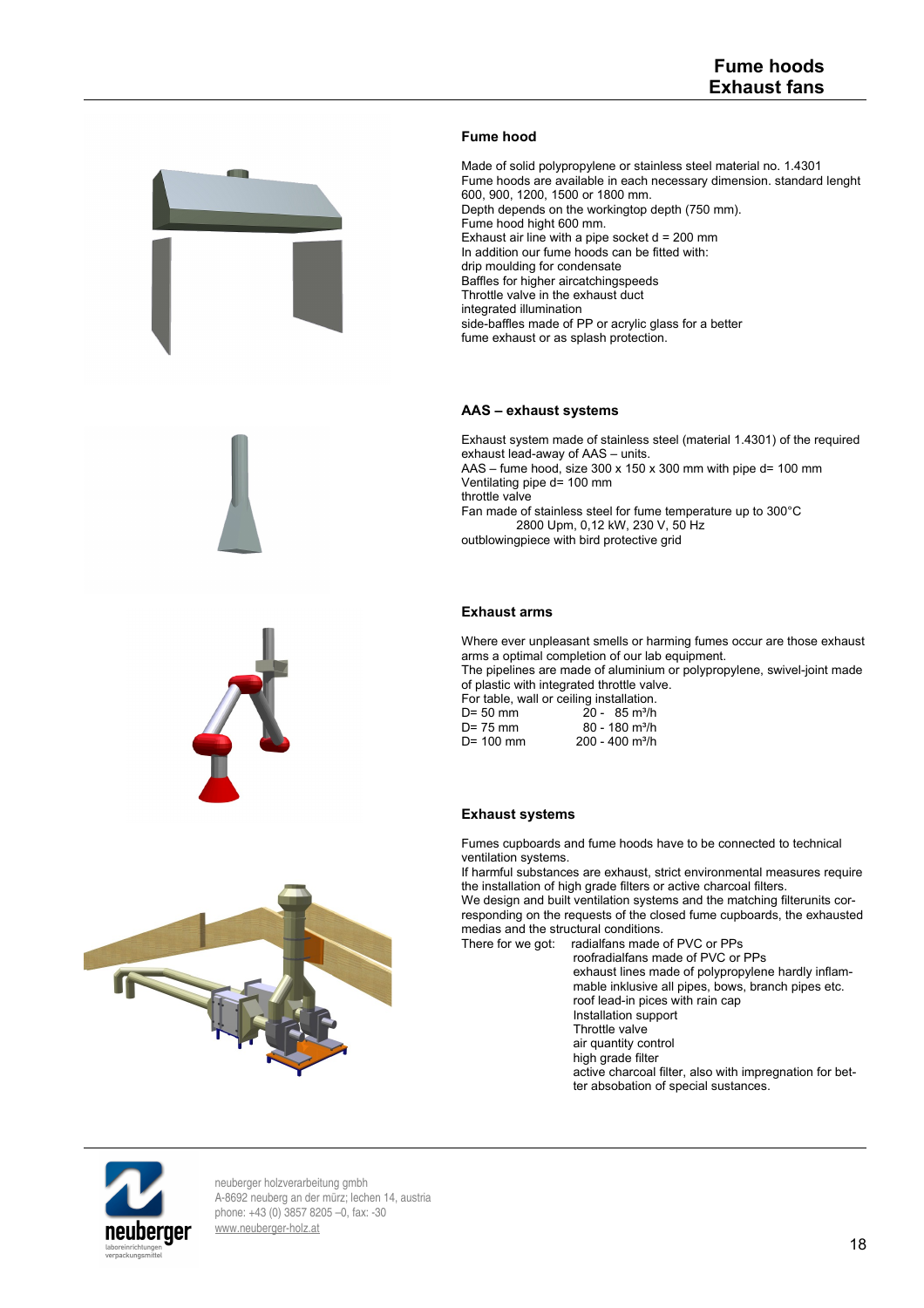# Fume hoods
# Exhaust fans

## Fume hood

Made of solid polypropylene or stainless steel material no. 1.4301
Fume hoods are available in each necessary dimension. standard lenght 600, 900, 1200, 1500 or 1800 mm.
Depth depends on the workingtop depth (750 mm).
Fume hood hight 600 mm.
Exhaust air line with a pipe socket d = 200 mm
In addition our fume hoods can be fitted with:
drip moulding for condensate
Baffles for higher aircatchingspeeds
Throttle valve in the exhaust duct
integrated illumination
side-baffles made of PP or acrylic glass for a better fume exhaust or as splash protection.

## AAS – exhaust systems

Exhaust system made of stainless steel (material 1.4301) of the required exhaust lead-away of AAS – units.
AAS – fume hood, size 300 x 150 x 300 mm with pipe d= 100 mm
Ventilating pipe d= 100 mm
throttle valve
Fan made of stainless steel for fume temperature up to 300°C
2800 Upm, 0,12 kW, 230 V, 50 Hz
outblowingpiece with bird protective grid

## Exhaust arms

Where ever unpleasant smells or harming fumes occur are those exhaust arms a optimal completion of our lab equipment.
The pipelines are made of aluminium or polypropylene, swivel-joint made of plastic with integrated throttle valve.
For table, wall or ceiling installation.

| | |
|---|---|
| D= 50 mm | 20 - 85 m³/h |
| D= 75 mm | 80 - 180 m³/h |
| D= 100 mm | 200 - 400 m³/h |

## Exhaust systems

Fumes cupboards and fume hoods have to be connected to technical ventilation systems.
If harmful substances are exhaust, strict environmental measures require the installation of high grade filters or active charcoal filters.
We design and built ventilation systems and the matching filterunits corresponding on the requests of the closed fume cupboards, the exhausted medias and the structural conditions.
There for we got:
- radialfans made of PVC or PPs
- roofradialfans made of PVC or PPs
- exhaust lines made of polypropylene hardly inflammable inklusive all pipes, bows, branch pipes etc.
- roof lead-in pices with rain cap
- Installation support
- Throttle valve
- air quantity control
- high grade filter
- active charcoal filter, also with impregnation for better absobation of special sustances.

neuberger
laboreinrichtungen
verpackungsmittel

neuberger holzverarbeitung gmbh
A-8692 neuberg an der mürz; lechen 14, austria
phone: +43 (0) 3857 8205 –0, fax: -30
www.neuberger-holz.at